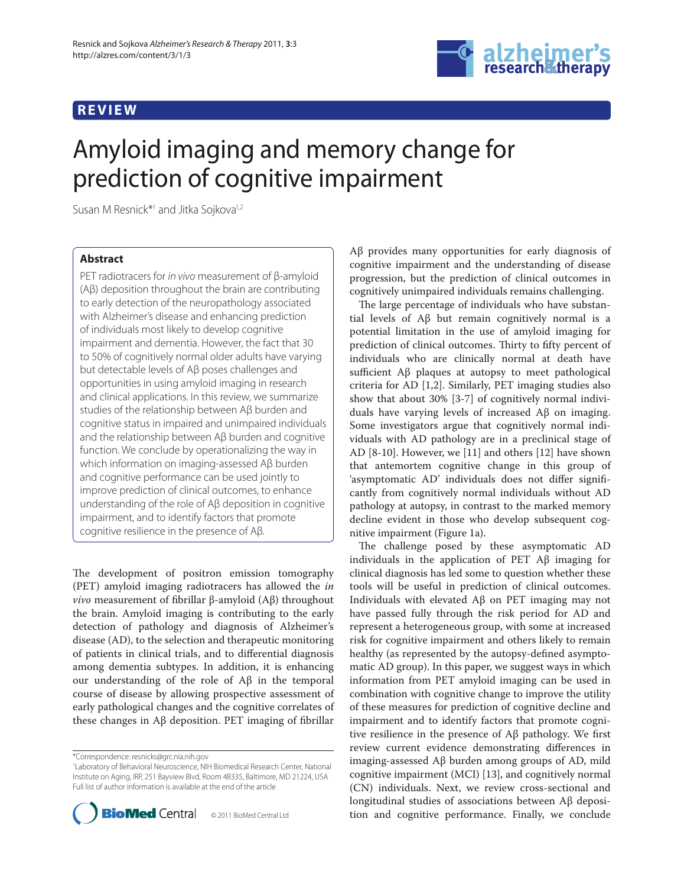REVIEW

# Amyloid imaging and memory change for prediction of cognitive impairment

Susan M Resnick*[1] and Jitka Sojkova[1,2]

## Abstract

PET radiotracers for *in vivo* measurement of β-amyloid (Aβ) deposition throughout the brain are contributing to early detection of the neuropathology associated with Alzheimer's disease and enhancing prediction of individuals most likely to develop cognitive impairment and dementia. However, the fact that 30 to 50% of cognitively normal older adults have varying but detectable levels of Aβ poses challenges and opportunities in using amyloid imaging in research and clinical applications. In this review, we summarize studies of the relationship between Aβ burden and cognitive status in impaired and unimpaired individuals and the relationship between Aβ burden and cognitive function. We conclude by operationalizing the way in which information on imaging-assessed Aβ burden and cognitive performance can be used jointly to improve prediction of clinical outcomes, to enhance understanding of the role of Aβ deposition in cognitive impairment, and to identify factors that promote cognitive resilience in the presence of Aβ.

The development of positron emission tomography (PET) amyloid imaging radiotracers has allowed the *in vivo* measurement of fibrillar β-amyloid (Aβ) throughout the brain. Amyloid imaging is contributing to the early detection of pathology and diagnosis of Alzheimer's disease (AD), to the selection and therapeutic monitoring of patients in clinical trials, and to differential diagnosis among dementia subtypes. In addition, it is enhancing our understanding of the role of Aβ in the temporal course of disease by allowing prospective assessment of early pathological changes and the cognitive correlates of these changes in Aβ deposition. PET imaging of fibrillar Aβ provides many opportunities for early diagnosis of cognitive impairment and the understanding of disease progression, but the prediction of clinical outcomes in cognitively unimpaired individuals remains challenging.

The large percentage of individuals who have substantial levels of Aβ but remain cognitively normal is a potential limitation in the use of amyloid imaging for prediction of clinical outcomes. Thirty to fifty percent of individuals who are clinically normal at death have sufficient Aβ plaques at autopsy to meet pathological criteria for AD [1,2]. Similarly, PET imaging studies also show that about 30% [3-7] of cognitively normal individuals have varying levels of increased Aβ on imaging. Some investigators argue that cognitively normal individuals with AD pathology are in a preclinical stage of AD [8-10]. However, we [11] and others [12] have shown that antemortem cognitive change in this group of 'asymptomatic AD' individuals does not differ significantly from cognitively normal individuals without AD pathology at autopsy, in contrast to the marked memory decline evident in those who develop subsequent cognitive impairment (Figure 1a).

The challenge posed by these asymptomatic AD individuals in the application of PET Aβ imaging for clinical diagnosis has led some to question whether these tools will be useful in prediction of clinical outcomes. Individuals with elevated Aβ on PET imaging may not have passed fully through the risk period for AD and represent a heterogeneous group, with some at increased risk for cognitive impairment and others likely to remain healthy (as represented by the autopsy-defined asymptomatic AD group). In this paper, we suggest ways in which information from PET amyloid imaging can be used in combination with cognitive change to improve the utility of these measures for prediction of cognitive decline and impairment and to identify factors that promote cognitive resilience in the presence of Aβ pathology. We first review current evidence demonstrating differences in imaging-assessed Aβ burden among groups of AD, mild cognitive impairment (MCI) [13], and cognitively normal (CN) individuals. Next, we review cross-sectional and longitudinal studies of associations between Aβ deposition and cognitive performance. Finally, we conclude

*Correspondence: resnicks@grc.nia.nih.gov
[1]Laboratory of Behavioral Neuroscience, NIH Biomedical Research Center, National Institute on Aging, IRP, 251 Bayview Blvd, Room 4B335, Baltimore, MD 21224, USA
Full list of author information is available at the end of the article

© 2011 BioMed Central Ltd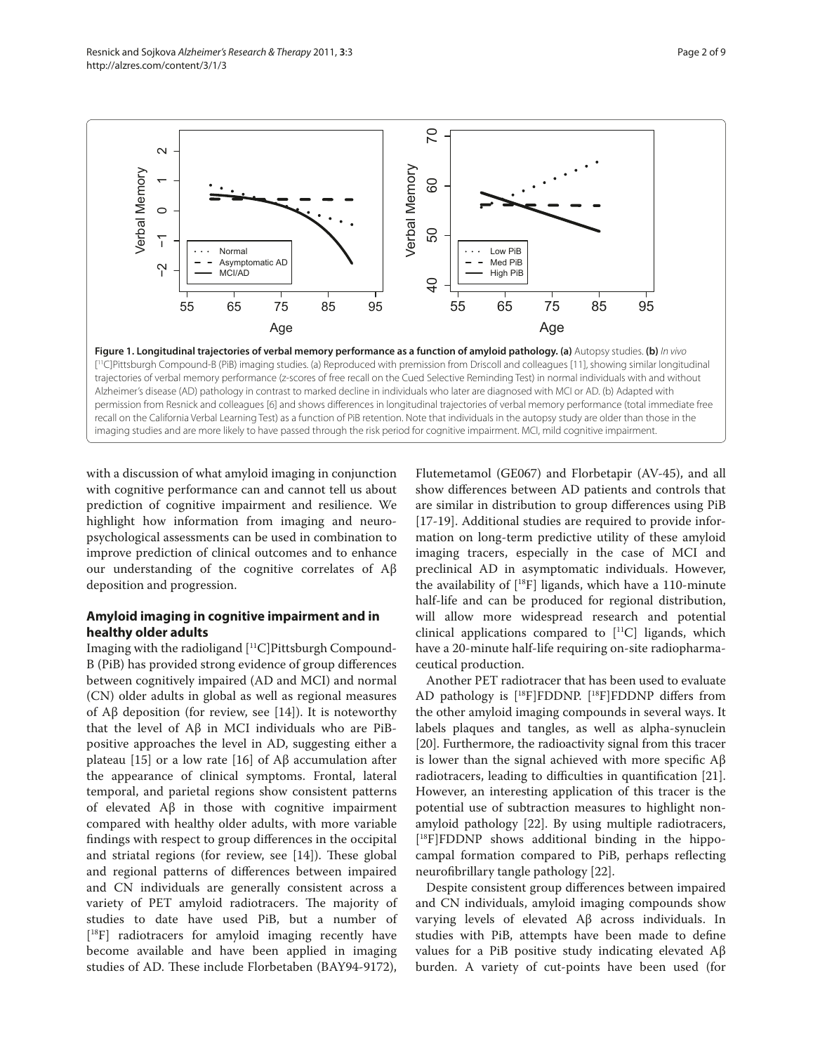**Figure 1. Longitudinal trajectories of verbal memory performance as a function of amyloid pathology. (a)** Autopsy studies. **(b)** *In vivo* [[11]C]Pittsburgh Compound-B (PiB) imaging studies. (a) Reproduced with premission from Driscoll and colleagues [11], showing similar longitudinal trajectories of verbal memory performance (z-scores of free recall on the Cued Selective Reminding Test) in normal individuals with and without Alzheimer's disease (AD) pathology in contrast to marked decline in individuals who later are diagnosed with MCI or AD. (b) Adapted with permission from Resnick and colleagues [6] and shows differences in longitudinal trajectories of verbal memory performance (total immediate free recall on the California Verbal Learning Test) as a function of PiB retention. Note that individuals in the autopsy study are older than those in the imaging studies and are more likely to have passed through the risk period for cognitive impairment. MCI, mild cognitive impairment.

with a discussion of what amyloid imaging in conjunction with cognitive performance can and cannot tell us about prediction of cognitive impairment and resilience. We highlight how information from imaging and neuropsychological assessments can be used in combination to improve prediction of clinical outcomes and to enhance our understanding of the cognitive correlates of Aβ deposition and progression.

### Amyloid imaging in cognitive impairment and in healthy older adults

Imaging with the radioligand [[11]C]Pittsburgh Compound-B (PiB) has provided strong evidence of group differences between cognitively impaired (AD and MCI) and normal (CN) older adults in global as well as regional measures of Aβ deposition (for review, see [14]). It is noteworthy that the level of Aβ in MCI individuals who are PiB-positive approaches the level in AD, suggesting either a plateau [15] or a low rate [16] of Aβ accumulation after the appearance of clinical symptoms. Frontal, lateral temporal, and parietal regions show consistent patterns of elevated Aβ in those with cognitive impairment compared with healthy older adults, with more variable findings with respect to group differences in the occipital and striatal regions (for review, see [14]). These global and regional patterns of differences between impaired and CN individuals are generally consistent across a variety of PET amyloid radiotracers. The majority of studies to date have used PiB, but a number of [[18]F] radiotracers for amyloid imaging recently have become available and have been applied in imaging studies of AD. These include Florbetaben (BAY94-9172), Flutemetamol (GE067) and Florbetapir (AV-45), and all show differences between AD patients and controls that are similar in distribution to group differences using PiB [17-19]. Additional studies are required to provide information on long-term predictive utility of these amyloid imaging tracers, especially in the case of MCI and preclinical AD in asymptomatic individuals. However, the availability of [[18]F] ligands, which have a 110-minute half-life and can be produced for regional distribution, will allow more widespread research and potential clinical applications compared to [[11]C] ligands, which have a 20-minute half-life requiring on-site radiopharmaceutical production.

Another PET radiotracer that has been used to evaluate AD pathology is [[18]F]FDDNP. [[18]F]FDDNP differs from the other amyloid imaging compounds in several ways. It labels plaques and tangles, as well as alpha-synuclein [20]. Furthermore, the radioactivity signal from this tracer is lower than the signal achieved with more specific Aβ radiotracers, leading to difficulties in quantification [21]. However, an interesting application of this tracer is the potential use of subtraction measures to highlight non-amyloid pathology [22]. By using multiple radiotracers, [[18]F]FDDNP shows additional binding in the hippocampal formation compared to PiB, perhaps reflecting neurofibrillary tangle pathology [22].

Despite consistent group differences between impaired and CN individuals, amyloid imaging compounds show varying levels of elevated Aβ across individuals. In studies with PiB, attempts have been made to define values for a PiB positive study indicating elevated Aβ burden. A variety of cut-points have been used (for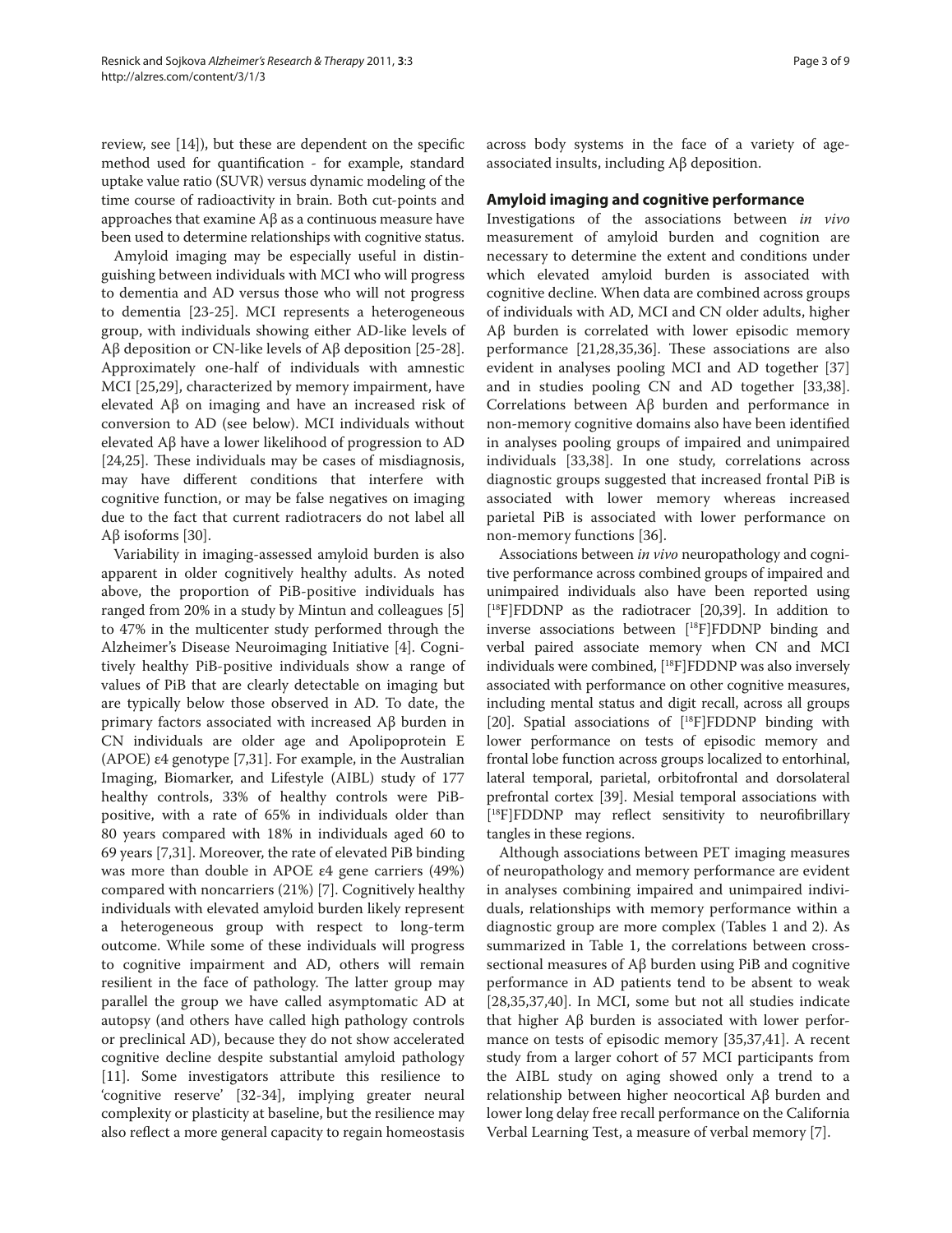review, see [14]), but these are dependent on the specific method used for quantification - for example, standard uptake value ratio (SUVR) versus dynamic modeling of the time course of radioactivity in brain. Both cut-points and approaches that examine Aβ as a continuous measure have been used to determine relationships with cognitive status.

Amyloid imaging may be especially useful in distinguishing between individuals with MCI who will progress to dementia and AD versus those who will not progress to dementia [23-25]. MCI represents a heterogeneous group, with individuals showing either AD-like levels of Aβ deposition or CN-like levels of Aβ deposition [25-28]. Approximately one-half of individuals with amnestic MCI [25,29], characterized by memory impairment, have elevated Aβ on imaging and have an increased risk of conversion to AD (see below). MCI individuals without elevated Aβ have a lower likelihood of progression to AD [24,25]. These individuals may be cases of misdiagnosis, may have different conditions that interfere with cognitive function, or may be false negatives on imaging due to the fact that current radiotracers do not label all Aβ isoforms [30].

Variability in imaging-assessed amyloid burden is also apparent in older cognitively healthy adults. As noted above, the proportion of PiB-positive individuals has ranged from 20% in a study by Mintun and colleagues [5] to 47% in the multicenter study performed through the Alzheimer's Disease Neuroimaging Initiative [4]. Cognitively healthy PiB-positive individuals show a range of values of PiB that are clearly detectable on imaging but are typically below those observed in AD. To date, the primary factors associated with increased Aβ burden in CN individuals are older age and Apolipoprotein E (APOE) ε4 genotype [7,31]. For example, in the Australian Imaging, Biomarker, and Lifestyle (AIBL) study of 177 healthy controls, 33% of healthy controls were PiB-positive, with a rate of 65% in individuals older than 80 years compared with 18% in individuals aged 60 to 69 years [7,31]. Moreover, the rate of elevated PiB binding was more than double in APOE ε4 gene carriers (49%) compared with noncarriers (21%) [7]. Cognitively healthy individuals with elevated amyloid burden likely represent a heterogeneous group with respect to long-term outcome. While some of these individuals will progress to cognitive impairment and AD, others will remain resilient in the face of pathology. The latter group may parallel the group we have called asymptomatic AD at autopsy (and others have called high pathology controls or preclinical AD), because they do not show accelerated cognitive decline despite substantial amyloid pathology [11]. Some investigators attribute this resilience to 'cognitive reserve' [32-34], implying greater neural complexity or plasticity at baseline, but the resilience may also reflect a more general capacity to regain homeostasis across body systems in the face of a variety of age-associated insults, including Aβ deposition.

## Amyloid imaging and cognitive performance

Investigations of the associations between *in vivo* measurement of amyloid burden and cognition are necessary to determine the extent and conditions under which elevated amyloid burden is associated with cognitive decline. When data are combined across groups of individuals with AD, MCI and CN older adults, higher Aβ burden is correlated with lower episodic memory performance [21,28,35,36]. These associations are also evident in analyses pooling MCI and AD together [37] and in studies pooling CN and AD together [33,38]. Correlations between Aβ burden and performance in non-memory cognitive domains also have been identified in analyses pooling groups of impaired and unimpaired individuals [33,38]. In one study, correlations across diagnostic groups suggested that increased frontal PiB is associated with lower memory whereas increased parietal PiB is associated with lower performance on non-memory functions [36].

Associations between *in vivo* neuropathology and cognitive performance across combined groups of impaired and unimpaired individuals also have been reported using [$^{18}$F]FDDNP as the radiotracer [20,39]. In addition to inverse associations between [$^{18}$F]FDDNP binding and verbal paired associate memory when CN and MCI individuals were combined, [$^{18}$F]FDDNP was also inversely associated with performance on other cognitive measures, including mental status and digit recall, across all groups [20]. Spatial associations of [$^{18}$F]FDDNP binding with lower performance on tests of episodic memory and frontal lobe function across groups localized to entorhinal, lateral temporal, parietal, orbitofrontal and dorsolateral prefrontal cortex [39]. Mesial temporal associations with [$^{18}$F]FDDNP may reflect sensitivity to neurofibrillary tangles in these regions.

Although associations between PET imaging measures of neuropathology and memory performance are evident in analyses combining impaired and unimpaired individuals, relationships with memory performance within a diagnostic group are more complex (Tables 1 and 2). As summarized in Table 1, the correlations between cross-sectional measures of Aβ burden using PiB and cognitive performance in AD patients tend to be absent to weak [28,35,37,40]. In MCI, some but not all studies indicate that higher Aβ burden is associated with lower performance on tests of episodic memory [35,37,41]. A recent study from a larger cohort of 57 MCI participants from the AIBL study on aging showed only a trend to a relationship between higher neocortical Aβ burden and lower long delay free recall performance on the California Verbal Learning Test, a measure of verbal memory [7].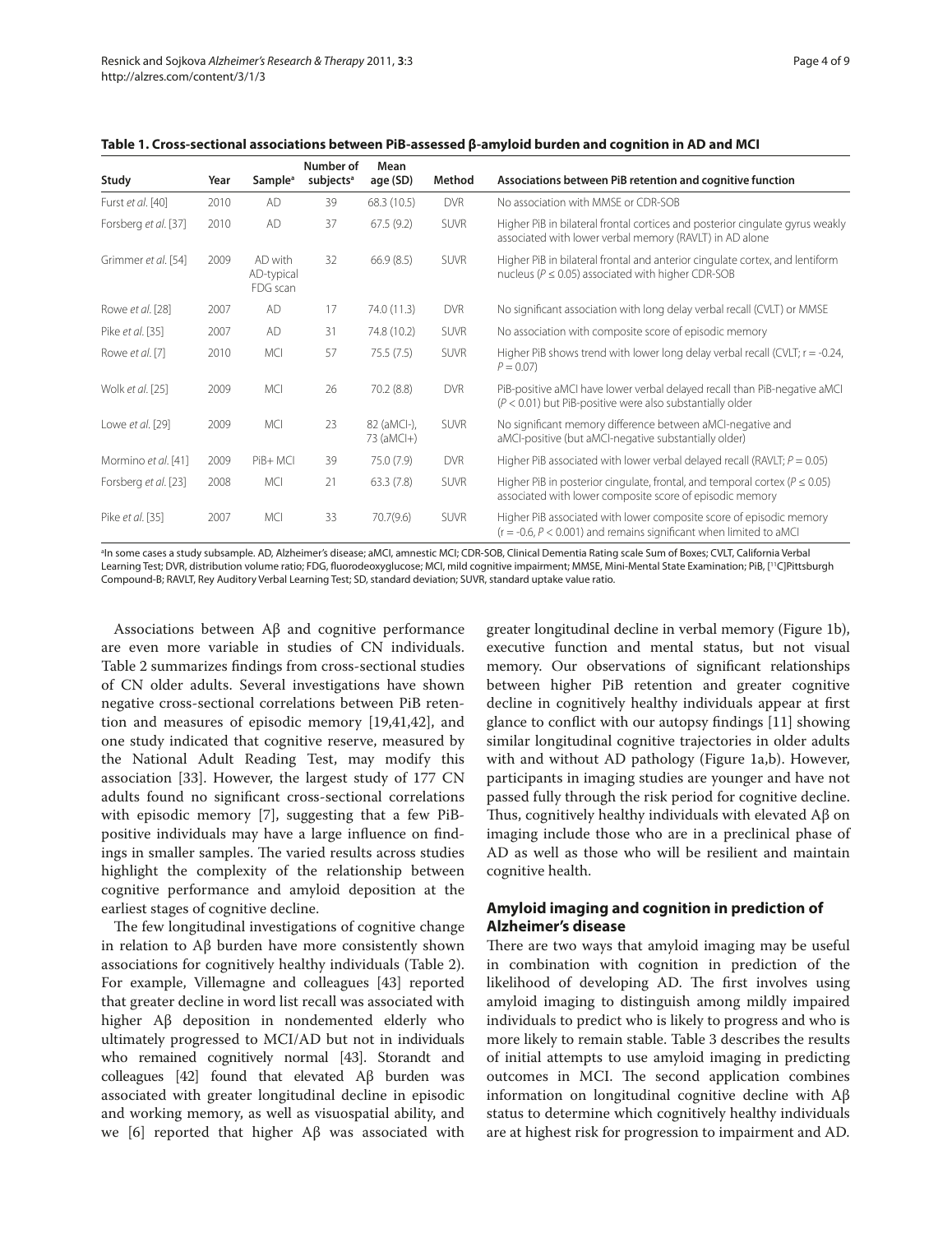**Table 1. Cross-sectional associations between PiB-assessed β-amyloid burden and cognition in AD and MCI**

| Study | Year | Sample[a] | Number of subjects[a] | Mean age (SD) | Method | Associations between PiB retention and cognitive function |
|---|---|---|---|---|---|---|
| Furst *et al.* [40] | 2010 | AD | 39 | 68.3 (10.5) | DVR | No association with MMSE or CDR-SOB |
| Forsberg *et al.* [37] | 2010 | AD | 37 | 67.5 (9.2) | SUVR | Higher PiB in bilateral frontal cortices and posterior cingulate gyrus weakly associated with lower verbal memory (RAVLT) in AD alone |
| Grimmer *et al.* [54] | 2009 | AD with AD-typical FDG scan | 32 | 66.9 (8.5) | SUVR | Higher PiB in bilateral frontal and anterior cingulate cortex, and lentiform nucleus ($P \leq 0.05$) associated with higher CDR-SOB |
| Rowe *et al.* [28] | 2007 | AD | 17 | 74.0 (11.3) | DVR | No significant association with long delay verbal recall (CVLT) or MMSE |
| Pike *et al.* [35] | 2007 | AD | 31 | 74.8 (10.2) | SUVR | No association with composite score of episodic memory |
| Rowe *et al.* [7] | 2010 | MCI | 57 | 75.5 (7.5) | SUVR | Higher PiB shows trend with lower long delay verbal recall (CVLT; $r = -0.24$, $P = 0.07$) |
| Wolk *et al.* [25] | 2009 | MCI | 26 | 70.2 (8.8) | DVR | PiB-positive aMCI have lower verbal delayed recall than PiB-negative aMCI ($P < 0.01$) but PiB-positive were also substantially older |
| Lowe *et al.* [29] | 2009 | MCI | 23 | 82 (aMCI-), 73 (aMCI+) | SUVR | No significant memory difference between aMCI-negative and aMCI-positive (but aMCI-negative substantially older) |
| Mormino *et al.* [41] | 2009 | PiB+ MCI | 39 | 75.0 (7.9) | DVR | Higher PiB associated with lower verbal delayed recall (RAVLT; $P = 0.05$) |
| Forsberg *et al.* [23] | 2008 | MCI | 21 | 63.3 (7.8) | SUVR | Higher PiB in posterior cingulate, frontal, and temporal cortex ($P \leq 0.05$) associated with lower composite score of episodic memory |
| Pike *et al.* [35] | 2007 | MCI | 33 | 70.7(9.6) | SUVR | Higher PiB associated with lower composite score of episodic memory ($r = -0.6$, $P < 0.001$) and remains significant when limited to aMCI |

[a]In some cases a study subsample. AD, Alzheimer's disease; aMCI, amnestic MCI; CDR-SOB, Clinical Dementia Rating scale Sum of Boxes; CVLT, California Verbal Learning Test; DVR, distribution volume ratio; FDG, fluorodeoxyglucose; MCI, mild cognitive impairment; MMSE, Mini-Mental State Examination; PiB, [$^{11}$C]Pittsburgh Compound-B; RAVLT, Rey Auditory Verbal Learning Test; SD, standard deviation; SUVR, standard uptake value ratio.

Associations between Aβ and cognitive performance are even more variable in studies of CN individuals. Table 2 summarizes findings from cross-sectional studies of CN older adults. Several investigations have shown negative cross-sectional correlations between PiB retention and measures of episodic memory [19,41,42], and one study indicated that cognitive reserve, measured by the National Adult Reading Test, may modify this association [33]. However, the largest study of 177 CN adults found no significant cross-sectional correlations with episodic memory [7], suggesting that a few PiB-positive individuals may have a large influence on findings in smaller samples. The varied results across studies highlight the complexity of the relationship between cognitive performance and amyloid deposition at the earliest stages of cognitive decline.

The few longitudinal investigations of cognitive change in relation to Aβ burden have more consistently shown associations for cognitively healthy individuals (Table 2). For example, Villemagne and colleagues [43] reported that greater decline in word list recall was associated with higher Aβ deposition in nondemented elderly who ultimately progressed to MCI/AD but not in individuals who remained cognitively normal [43]. Storandt and colleagues [42] found that elevated Aβ burden was associated with greater longitudinal decline in episodic and working memory, as well as visuospatial ability, and we [6] reported that higher Aβ was associated with greater longitudinal decline in verbal memory (Figure 1b), executive function and mental status, but not visual memory. Our observations of significant relationships between higher PiB retention and greater cognitive decline in cognitively healthy individuals appear at first glance to conflict with our autopsy findings [11] showing similar longitudinal cognitive trajectories in older adults with and without AD pathology (Figure 1a,b). However, participants in imaging studies are younger and have not passed fully through the risk period for cognitive decline. Thus, cognitively healthy individuals with elevated Aβ on imaging include those who are in a preclinical phase of AD as well as those who will be resilient and maintain cognitive health.

## Amyloid imaging and cognition in prediction of Alzheimer's disease

There are two ways that amyloid imaging may be useful in combination with cognition in prediction of the likelihood of developing AD. The first involves using amyloid imaging to distinguish among mildly impaired individuals to predict who is likely to progress and who is more likely to remain stable. Table 3 describes the results of initial attempts to use amyloid imaging in predicting outcomes in MCI. The second application combines information on longitudinal cognitive decline with Aβ status to determine which cognitively healthy individuals are at highest risk for progression to impairment and AD.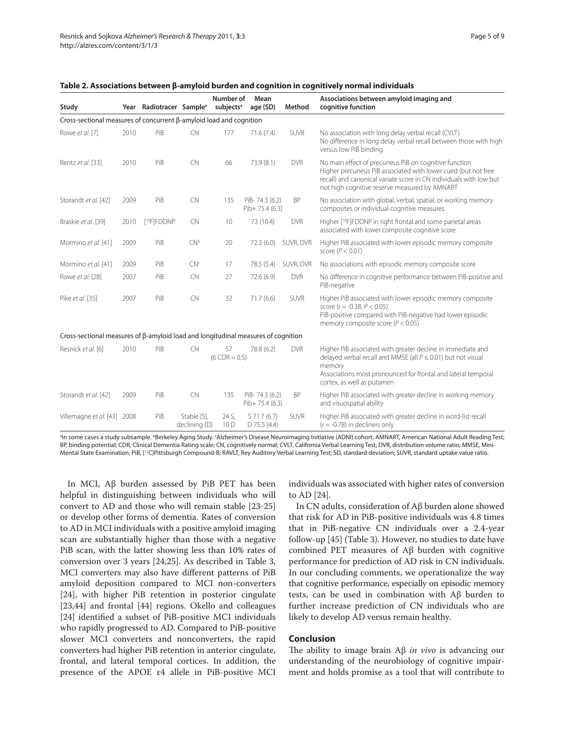**Table 2. Associations between β-amyloid burden and cognition in cognitively normal individuals**

| Study | Year | Radiotracer | Sample[a] | Number of subjects[a] | Mean age (SD) | Method | Associations between amyloid imaging and cognitive function |
|---|---|---|---|---|---|---|---|
| Cross-sectional measures of concurrent β-amyloid load and cognition | | | | | | | |
| Rowe *et al.* [7] | 2010 | PiB | CN | 177 | 71.6 (7.4) | SUVR | No association with long delay verbal recall (CVLT)<br>No difference in long delay verbal recall between those with high versus low PiB binding |
| Rentz *et al.* [33] | 2010 | PiB | CN | 66 | 73.9 (8.1) | DVR | No main effect of precuneus PiB on cognitive function<br>Higher precuneus PiB associated with lower cued (but not free recall) and canonical variate score in CN individuals with low but not high cognitive reserve measured by AMNART |
| Storandt *et al.* [42] | 2009 | PiB | CN | 135 | PiB- 74.3 (6.2)<br>Pib+ 75.4 (6.3) | BP | No association with global, verbal, spatial, or working memory composites or individual cognitive measures |
| Braskie *et al.* [39] | 2010 | [[18]F]FDDNP | CN | 10 | 73 (10.4) | DVR | Higher [[18]F]FDDNP in right frontal and some parietal areas associated with lower composite cognitive score |
| Mormino *et al.* [41] | 2009 | PiB | CN[b] | 20 | 72.3 (6.0) | SUVR, DVR | Higher PiB associated with lower episodic memory composite score ($P < 0.01$) |
| Mormino *et al.* [41] | 2009 | PiB | CN[c] | 17 | 78.5 (5.4) | SUVR, DVR | No associations with episodic memory composite score |
| Rowe *et al.* [28] | 2007 | PiB | CN | 27 | 72.6 (6.9) | DVR | No difference in cognitive performance between PiB-positive and PiB-negative |
| Pike *et al.* [35] | 2007 | PiB | CN | 32 | 71.7 (6.6) | SUVR | Higher PiB associated with lower episodic memory composite score ($r = -0.38$, $P < 0.05$)<br>PiB-positive compared with PiB-negative had lower episodic memory composite score ($P < 0.05$) |
| Cross-sectional measures of β-amyloid load and longitudinal measures of cognition | | | | | | | |
| Resnick *et al.* [6] | 2010 | PiB | CN | 57<br>(6 CDR = 0.5) | 78.8 (6.2) | DVR | Higher PiB associated with greater decline in immediate and delayed verbal recall and MMSE (all $P \leq 0.01$) but not visual memory<br>Associations most pronounced for frontal and lateral temporal cortex, as well as putamen |
| Storandt *et al.* [42] | 2009 | PiB | CN | 135 | PiB- 74.3 (6.2)<br>Pib+ 75.4 (6.3) | BP | Higher PiB associated with greater decline in working memory and visuospatial ability |
| Villemagne *et al.* [43] | 2008 | PiB | Stable (S),<br>declining (D) | 24 S,<br>10 D | S 71.7 (6.7)<br>D 75.5 (4.4) | SUVR | Higher PiB associated with greater decline in word-list recall ($r = -0.78$) in decliners only |

[a]In some cases a study subsample. [b]Berkeley Aging Study. [c]Alzheimer's Disease Neuroimaging Initiative (ADNI) cohort. AMNART, American National Adult Reading Test; BP, binding potential; CDR, Clinical Dementia Rating scale; CN, cognitively normal; CVLT, California Verbal Learning Test; DVR, distribution volume ratio; MMSE, Mini-Mental State Examination; PiB, [[11]C]Pittsburgh Compound-B; RAVLT, Rey Auditory Verbal Learning Test; SD, standard deviation; SUVR, standard uptake value ratio.

In MCI, Aβ burden assessed by PiB PET has been helpful in distinguishing between individuals who will convert to AD and those who will remain stable [23-25] or develop other forms of dementia. Rates of conversion to AD in MCI individuals with a positive amyloid imaging scan are substantially higher than those with a negative PiB scan, with the latter showing less than 10% rates of conversion over 3 years [24,25]. As described in Table 3, MCI converters may also have different patterns of PiB amyloid deposition compared to MCI non-converters [24], with higher PiB retention in posterior cingulate [23,44] and frontal [44] regions. Okello and colleagues [24] identified a subset of PiB-positive MCI individuals who rapidly progressed to AD. Compared to PiB-positive slower MCI converters and nonconverters, the rapid converters had higher PiB retention in anterior cingulate, frontal, and lateral temporal cortices. In addition, the presence of the APOE ε4 allele in PiB-positive MCI individuals was associated with higher rates of conversion to AD [24].

In CN adults, consideration of Aβ burden alone showed that risk for AD in PiB-positive individuals was 4.8 times that in PiB-negative CN individuals over a 2.4-year follow-up [45] (Table 3). However, no studies to date have combined PET measures of Aβ burden with cognitive performance for prediction of AD risk in CN individuals. In our concluding comments, we operationalize the way that cognitive performance, especially on episodic memory tests, can be used in combination with Aβ burden to further increase prediction of CN individuals who are likely to develop AD versus remain healthy.

## Conclusion

The ability to image brain Aβ *in vivo* is advancing our understanding of the neurobiology of cognitive impairment and holds promise as a tool that will contribute to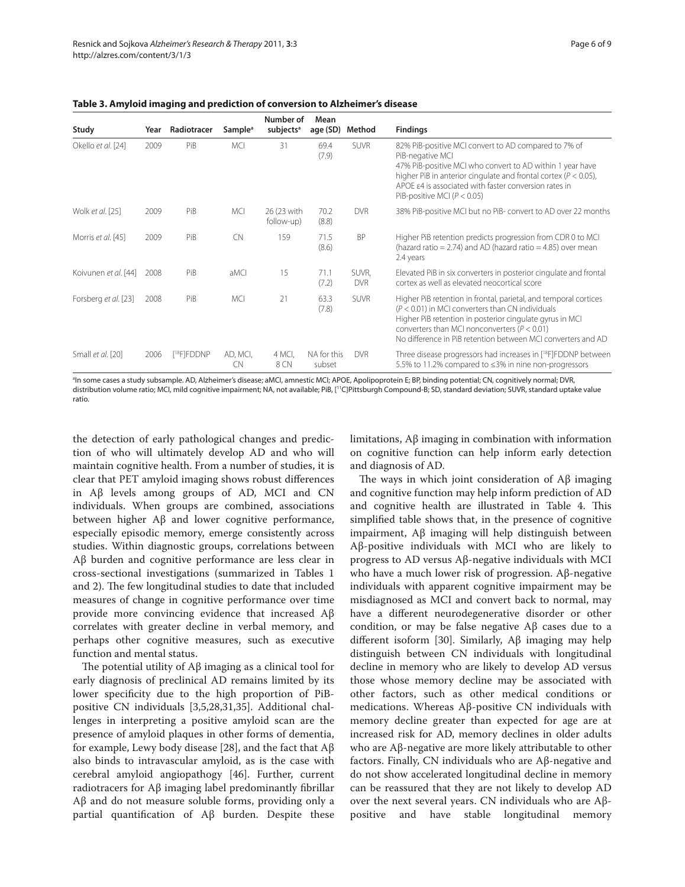**Table 3. Amyloid imaging and prediction of conversion to Alzheimer's disease**

| Study | Year | Radiotracer | Sample[a] | Number of subjects[a] | Mean age (SD) | Method | Findings |
|---|---|---|---|---|---|---|---|
| Okello *et al.* [24] | 2009 | PiB | MCI | 31 | 69.4 (7.9) | SUVR | 82% PiB-positive MCI convert to AD compared to 7% of PiB-negative MCI<br>47% PiB-positive MCI who convert to AD within 1 year have higher PiB in anterior cingulate and frontal cortex ($P < 0.05$), APOE ε4 is associated with faster conversion rates in PiB-positive MCI ($P < 0.05$) |
| Wolk *et al.* [25] | 2009 | PiB | MCI | 26 (23 with follow-up) | 70.2 (8.8) | DVR | 38% PiB-positive MCI but no PiB- convert to AD over 22 months |
| Morris *et al.* [45] | 2009 | PiB | CN | 159 | 71.5 (8.6) | BP | Higher PiB retention predicts progression from CDR 0 to MCI (hazard ratio = 2.74) and AD (hazard ratio = 4.85) over mean 2.4 years |
| Koivunen *et al.* [44] | 2008 | PiB | aMCI | 15 | 71.1 (7.2) | SUVR, DVR | Elevated PiB in six converters in posterior cingulate and frontal cortex as well as elevated neocortical score |
| Forsberg *et al.* [23] | 2008 | PiB | MCI | 21 | 63.3 (7.8) | SUVR | Higher PiB retention in frontal, parietal, and temporal cortices ($P < 0.01$) in MCI converters than CN individuals<br>Higher PiB retention in posterior cingulate gyrus in MCI converters than MCI nonconverters ($P < 0.01$)<br>No difference in PiB retention between MCI converters and AD |
| Small *et al.* [20] | 2006 | [$^{18}$F]FDDNP | AD, MCI, CN | 4 MCI, 8 CN | NA for this subset | DVR | Three disease progressors had increases in [$^{18}$F]FDDNP between 5.5% to 11.2% compared to ≤3% in nine non-progressors |

[a]In some cases a study subsample. AD, Alzheimer's disease; aMCI, amnestic MCI; APOE, Apolipoprotein E; BP, binding potential; CN, cognitively normal; DVR, distribution volume ratio; MCI, mild cognitive impairment; NA, not available; PiB, [$^{11}$C]Pittsburgh Compound-B; SD, standard deviation; SUVR, standard uptake value ratio.

the detection of early pathological changes and prediction of who will ultimately develop AD and who will maintain cognitive health. From a number of studies, it is clear that PET amyloid imaging shows robust differences in Aβ levels among groups of AD, MCI and CN individuals. When groups are combined, associations between higher Aβ and lower cognitive performance, especially episodic memory, emerge consistently across studies. Within diagnostic groups, correlations between Aβ burden and cognitive performance are less clear in cross-sectional investigations (summarized in Tables 1 and 2). The few longitudinal studies to date that included measures of change in cognitive performance over time provide more convincing evidence that increased Aβ correlates with greater decline in verbal memory, and perhaps other cognitive measures, such as executive function and mental status.

The potential utility of Aβ imaging as a clinical tool for early diagnosis of preclinical AD remains limited by its lower specificity due to the high proportion of PiB-positive CN individuals [3,5,28,31,35]. Additional challenges in interpreting a positive amyloid scan are the presence of amyloid plaques in other forms of dementia, for example, Lewy body disease [28], and the fact that Aβ also binds to intravascular amyloid, as is the case with cerebral amyloid angiopathy [46]. Further, current radiotracers for Aβ imaging label predominantly fibrillar Aβ and do not measure soluble forms, providing only a partial quantification of Aβ burden. Despite these limitations, Aβ imaging in combination with information on cognitive function can help inform early detection and diagnosis of AD.

The ways in which joint consideration of Aβ imaging and cognitive function may help inform prediction of AD and cognitive health are illustrated in Table 4. This simplified table shows that, in the presence of cognitive impairment, Aβ imaging will help distinguish between Aβ-positive individuals with MCI who are likely to progress to AD versus Aβ-negative individuals with MCI who have a much lower risk of progression. Aβ-negative individuals with apparent cognitive impairment may be misdiagnosed as MCI and convert back to normal, may have a different neurodegenerative disorder or other condition, or may be false negative Aβ cases due to a different isoform [30]. Similarly, Aβ imaging may help distinguish between CN individuals with longitudinal decline in memory who are likely to develop AD versus those whose memory decline may be associated with other factors, such as other medical conditions or medications. Whereas Aβ-positive CN individuals with memory decline greater than expected for age are at increased risk for AD, memory declines in older adults who are Aβ-negative are more likely attributable to other factors. Finally, CN individuals who are Aβ-negative and do not show accelerated longitudinal decline in memory can be reassured that they are not likely to develop AD over the next several years. CN individuals who are Aβ-positive and have stable longitudinal memory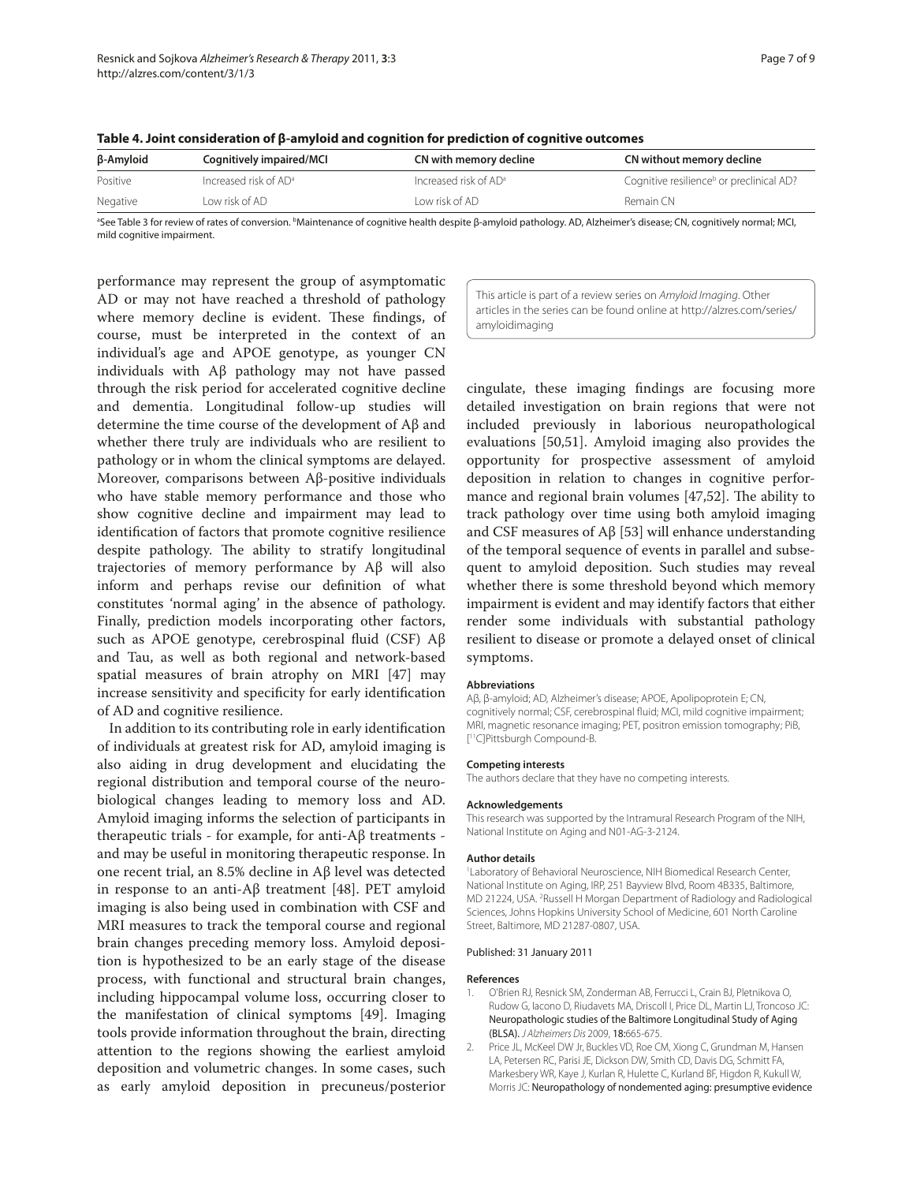**Table 4. Joint consideration of β-amyloid and cognition for prediction of cognitive outcomes**

| β-Amyloid | Cognitively impaired/MCI | CN with memory decline | CN without memory decline |
|---|---|---|---|
| Positive | Increased risk of AD[a] | Increased risk of AD[a] | Cognitive resilience[b] or preclinical AD? |
| Negative | Low risk of AD | Low risk of AD | Remain CN |

[a]See Table 3 for review of rates of conversion. [b]Maintenance of cognitive health despite β-amyloid pathology. AD, Alzheimer's disease; CN, cognitively normal; MCI, mild cognitive impairment.

performance may represent the group of asymptomatic AD or may not have reached a threshold of pathology where memory decline is evident. These findings, of course, must be interpreted in the context of an individual's age and APOE genotype, as younger CN individuals with Aβ pathology may not have passed through the risk period for accelerated cognitive decline and dementia. Longitudinal follow-up studies will determine the time course of the development of Aβ and whether there truly are individuals who are resilient to pathology or in whom the clinical symptoms are delayed. Moreover, comparisons between Aβ-positive individuals who have stable memory performance and those who show cognitive decline and impairment may lead to identification of factors that promote cognitive resilience despite pathology. The ability to stratify longitudinal trajectories of memory performance by Aβ will also inform and perhaps revise our definition of what constitutes 'normal aging' in the absence of pathology. Finally, prediction models incorporating other factors, such as APOE genotype, cerebrospinal fluid (CSF) Aβ and Tau, as well as both regional and network-based spatial measures of brain atrophy on MRI [47] may increase sensitivity and specificity for early identification of AD and cognitive resilience.

In addition to its contributing role in early identification of individuals at greatest risk for AD, amyloid imaging is also aiding in drug development and elucidating the regional distribution and temporal course of the neurobiological changes leading to memory loss and AD. Amyloid imaging informs the selection of participants in therapeutic trials - for example, for anti-Aβ treatments - and may be useful in monitoring therapeutic response. In one recent trial, an 8.5% decline in Aβ level was detected in response to an anti-Aβ treatment [48]. PET amyloid imaging is also being used in combination with CSF and MRI measures to track the temporal course and regional brain changes preceding memory loss. Amyloid deposition is hypothesized to be an early stage of the disease process, with functional and structural brain changes, including hippocampal volume loss, occurring closer to the manifestation of clinical symptoms [49]. Imaging tools provide information throughout the brain, directing attention to the regions showing the earliest amyloid deposition and volumetric changes. In some cases, such as early amyloid deposition in precuneus/posterior cingulate, these imaging findings are focusing more detailed investigation on brain regions that were not included previously in laborious neuropathological evaluations [50,51]. Amyloid imaging also provides the opportunity for prospective assessment of amyloid deposition in relation to changes in cognitive performance and regional brain volumes [47,52]. The ability to track pathology over time using both amyloid imaging and CSF measures of Aβ [53] will enhance understanding of the temporal sequence of events in parallel and subsequent to amyloid deposition. Such studies may reveal whether there is some threshold beyond which memory impairment is evident and may identify factors that either render some individuals with substantial pathology resilient to disease or promote a delayed onset of clinical symptoms.

This article is part of a review series on *Amyloid Imaging*. Other articles in the series can be found online at http://alzres.com/series/amyloidimaging

#### Abbreviations

Aβ, β-amyloid; AD, Alzheimer's disease; APOE, Apolipoprotein E; CN, cognitively normal; CSF, cerebrospinal fluid; MCI, mild cognitive impairment; MRI, magnetic resonance imaging; PET, positron emission tomography; PiB, [$^{11}$C]Pittsburgh Compound-B.

#### Competing interests

The authors declare that they have no competing interests.

#### Acknowledgements

This research was supported by the Intramural Research Program of the NIH, National Institute on Aging and N01-AG-3-2124.

#### Author details

[1]Laboratory of Behavioral Neuroscience, NIH Biomedical Research Center, National Institute on Aging, IRP, 251 Bayview Blvd, Room 4B335, Baltimore, MD 21224, USA. [2]Russell H Morgan Department of Radiology and Radiological Sciences, Johns Hopkins University School of Medicine, 601 North Caroline Street, Baltimore, MD 21287-0807, USA.

Published: 31 January 2011

#### References

1. O'Brien RJ, Resnick SM, Zonderman AB, Ferrucci L, Crain BJ, Pletnikova O, Rudow G, Iacono D, Riudavets MA, Driscoll I, Price DL, Martin LJ, Troncoso JC: **Neuropathologic studies of the Baltimore Longitudinal Study of Aging (BLSA).** *J Alzheimers Dis* 2009, **18:**665-675.
2. Price JL, McKeel DW Jr, Buckles VD, Roe CM, Xiong C, Grundman M, Hansen LA, Petersen RC, Parisi JE, Dickson DW, Smith CD, Davis DG, Schmitt FA, Markesbery WR, Kaye J, Kurlan R, Hulette C, Kurland BF, Higdon R, Kukull W, Morris JC: **Neuropathology of nondemented aging: presumptive evidence**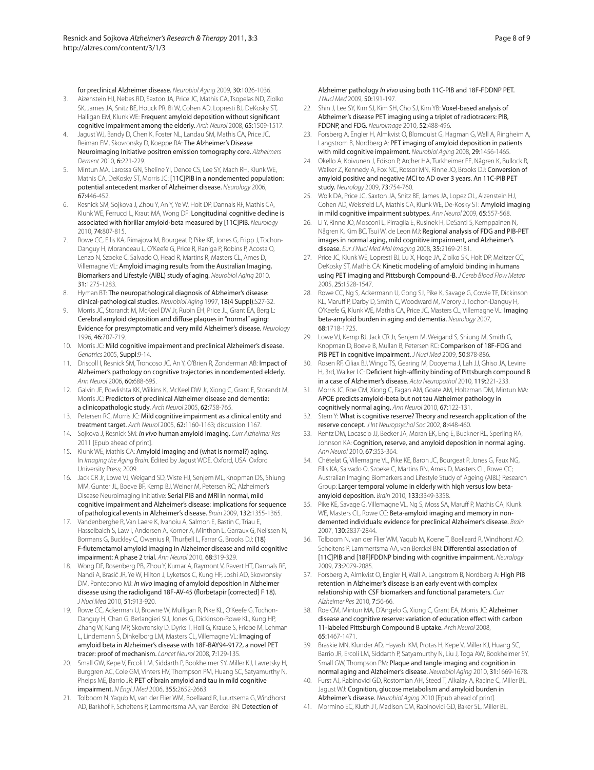for preclinical Alzheimer disease. *Neurobiol Aging* 2009, **30**:1026-1036.

3. Aizenstein HJ, Nebes RD, Saxton JA, Price JC, Mathis CA, Tsopelas ND, Ziolko SK, James JA, Snitz BE, Houck PR, Bi W, Cohen AD, Lopresti BJ, DeKosky ST, Halligan EM, Klunk WE: **Frequent amyloid deposition without significant cognitive impairment among the elderly.** *Arch Neurol* 2008, **65**:1509-1517.
4. Jagust WJ, Bandy D, Chen K, Foster NL, Landau SM, Mathis CA, Price JC, Reiman EM, Skovronsky D, Koeppe RA: **The Alzheimer's Disease Neuroimaging Initiative positron emission tomography core.** *Alzheimers Dement* 2010, **6**:221-229.
5. Mintun MA, Larossa GN, Sheline YI, Dence CS, Lee SY, Mach RH, Klunk WE, Mathis CA, DeKosky ST, Morris JC: **[11C]PIB in a nondemented population: potential antecedent marker of Alzheimer disease.** *Neurology* 2006, **67**:446-452.
6. Resnick SM, Sojkova J, Zhou Y, An Y, Ye W, Holt DP, Dannals RF, Mathis CA, Klunk WE, Ferrucci L, Kraut MA, Wong DF: **Longitudinal cognitive decline is associated with fibrillar amyloid-beta measured by [11C]PiB.** *Neurology* 2010, **74**:807-815.
7. Rowe CC, Ellis KA, Rimajova M, Bourgeat P, Pike KE, Jones G, Fripp J, Tochon-Danguy H, Morandeau L, O'Keefe G, Price R, Raniga P, Robins P, Acosta O, Lenzo N, Szoeke C, Salvado O, Head R, Martins R, Masters CL, Ames D, Villemagne VL: **Amyloid imaging results from the Australian Imaging, Biomarkers and Lifestyle (AIBL) study of aging.** *Neurobiol Aging* 2010, **31**:1275-1283.
8. Hyman BT: **The neuropathological diagnosis of Alzheimer's disease: clinical-pathological studies.** *Neurobiol Aging* 1997, **18(4 Suppl)**:S27-32.
9. Morris JC, Storandt M, McKeel DW Jr, Rubin EH, Price JL, Grant EA, Berg L: **Cerebral amyloid deposition and diffuse plaques in "normal" aging: Evidence for presymptomatic and very mild Alzheimer's disease.** *Neurology* 1996, **46**:707-719.
10. Morris JC: **Mild cognitive impairment and preclinical Alzheimer's disease.** *Geriatrics* 2005, **Suppl**:9-14.
11. Driscoll I, Resnick SM, Troncoso JC, An Y, O'Brien R, Zonderman AB: **Impact of Alzheimer's pathology on cognitive trajectories in nondemented elderly.** *Ann Neurol* 2006, **60**:688-695.
12. Galvin JE, Powlishta KK, Wilkins K, McKeel DW Jr, Xiong C, Grant E, Storandt M, Morris JC: **Predictors of preclinical Alzheimer disease and dementia: a clinicopathologic study.** *Arch Neurol* 2005, **62**:758-765.
13. Petersen RC, Morris JC: **Mild cognitive impairment as a clinical entity and treatment target.** *Arch Neurol* 2005, **62**:1160-1163; discussion 1167.
14. Sojkova J, Resnick SM: ***In vivo* human amyloid imaging.** *Curr Alzheimer Res* 2011 [Epub ahead of print].
15. Klunk WE, Mathis CA: **Amyloid imaging and (what is normal?) aging.** In *Imaging the Aging Brain*. Edited by Jagust WDE. Oxford, USA: Oxford University Press; 2009.
16. Jack CR Jr, Lowe VJ, Weigand SD, Wiste HJ, Senjem ML, Knopman DS, Shiung MM, Gunter JL, Boeve BF, Kemp BJ, Weiner M, Petersen RC; Alzheimer's Disease Neuroimaging Initiative: **Serial PIB and MRI in normal, mild cognitive impairment and Alzheimer's disease: implications for sequence of pathological events in Alzheimer's disease.** *Brain* 2009, **132**:1355-1365.
17. Vandenberghe R, Van Laere K, Ivanoiu A, Salmon E, Bastin C, Triau E, Hasselbalch S, Law I, Andersen A, Korner A, Minthon L, Garraux G, Nelissen N, Bormans G, Buckley C, Owenius R, Thurfjell L, Farrar G, Brooks DJ: **(18) F-flutemetamol amyloid imaging in Alzheimer disease and mild cognitive impairment: A phase 2 trial.** *Ann Neurol* 2010, **68**:319-329.
18. Wong DF, Rosenberg PB, Zhou Y, Kumar A, Raymont V, Ravert HT, Dannals RF, Nandi A, Brasić JR, Ye W, Hilton J, Lyketsos C, Kung HF, Joshi AD, Skovronsky DM, Pontecorvo MJ: ***In vivo* imaging of amyloid deposition in Alzheimer disease using the radioligand 18F-AV-45 (florbetapir [corrected] F 18).** *J Nucl Med* 2010, **51**:913-920.
19. Rowe CC, Ackerman U, Browne W, Mulligan R, Pike KL, O'Keefe G, Tochon-Danguy H, Chan G, Berlangieri SU, Jones G, Dickinson-Rowe KL, Kung HP, Zhang W, Kung MP, Skovronsky D, Dyrks T, Holl G, Krause S, Friebe M, Lehman L, Lindemann S, Dinkelborg LM, Masters CL, Villemagne VL: **Imaging of amyloid beta in Alzheimer's disease with 18F-BAY94-9172, a novel PET tracer: proof of mechanism.** *Lancet Neurol* 2008, **7**:129-135.
20. Small GW, Kepe V, Ercoli LM, Siddarth P, Bookheimer SY, Miller KJ, Lavretsky H, Burggren AC, Cole GM, Vinters HV, Thompson PM, Huang SC, Satyamurthy N, Phelps ME, Barrio JR: **PET of brain amyloid and tau in mild cognitive impairment.** *N Engl J Med* 2006, **355**:2652-2663.
21. Tolboom N, Yaqub M, van der Flier WM, Boellaard R, Luurtsema G, Windhorst AD, Barkhof F, Scheltens P, Lammertsma AA, van Berckel BN: **Detection of Alzheimer pathology *In vivo* using both 11C-PIB and 18F-FDDNP PET.** *J Nucl Med* 2009, **50**:191-197.
22. Shin J, Lee SY, Kim SJ, Kim SH, Cho SJ, Kim YB: **Voxel-based analysis of Alzheimer's disease PET imaging using a triplet of radiotracers: PIB, FDDNP, and FDG.** *Neuroimage* 2010, **52**:488-496.
23. Forsberg A, Engler H, Almkvist O, Blomquist G, Hagman G, Wall A, Ringheim A, Langstrom B, Nordberg A: **PET imaging of amyloid deposition in patients with mild cognitive impairment.** *Neurobiol Aging* 2008, **29**:1456-1465.
24. Okello A, Koivunen J, Edison P, Archer HA, Turkheimer FE, Någren K, Bullock R, Walker Z, Kennedy A, Fox NC, Rossor MN, Rinne JO, Brooks DJ: **Conversion of amyloid positive and negative MCI to AD over 3 years. An 11C-PIB PET study.** *Neurology* 2009, **73**:754-760.
25. Wolk DA, Price JC, Saxton JA, Snitz BE, James JA, Lopez OL, Aizenstein HJ, Cohen AD, Weissfeld LA, Mathis CA, Klunk WE, De-Kosky ST: **Amyloid imaging in mild cognitive impairment subtypes.** *Ann Neurol* 2009, **65**:557-568.
26. Li Y, Rinne JO, Mosconi L, Pirraglia E, Rusinek H, DeSanti S, Kemppainen N, Någren K, Kim BC, Tsui W, de Leon MJ: **Regional analysis of FDG and PIB-PET images in normal aging, mild cognitive impairment, and Alzheimer's disease.** *Eur J Nucl Med Mol Imaging* 2008, **35**:2169-2181.
27. Price JC, Klunk WE, Lopresti BJ, Lu X, Hoge JA, Ziolko SK, Holt DP, Meltzer CC, DeKosky ST, Mathis CA: **Kinetic modeling of amyloid binding in humans using PET imaging and Pittsburgh Compound-B.** *J Cereb Blood Flow Metab* 2005, **25**:1528-1547.
28. Rowe CC, Ng S, Ackermann U, Gong SJ, Pike K, Savage G, Cowie TF, Dickinson KL, Maruff P, Darby D, Smith C, Woodward M, Merory J, Tochon-Danguy H, O'Keefe G, Klunk WE, Mathis CA, Price JC, Masters CL, Villemagne VL: **Imaging beta-amyloid burden in aging and dementia.** *Neurology* 2007, **68**:1718-1725.
29. Lowe VJ, Kemp BJ, Jack CR Jr, Senjem M, Weigand S, Shiung M, Smith G, Knopman D, Boeve B, Mullan B, Petersen RC: **Comparison of 18F-FDG and PiB PET in cognitive impairment.** *J Nucl Med* 2009, **50**:878-886.
30. Rosen RF, Ciliax BJ, Wingo TS, Gearing M, Dooyema J, Lah JJ, Ghiso JA, Levine H, 3rd, Walker LC: **Deficient high-affinity binding of Pittsburgh compound B in a case of Alzheimer's disease.** *Acta Neuropathol* 2010, **119**:221-233.
31. Morris JC, Roe CM, Xiong C, Fagan AM, Goate AM, Holtzman DM, Mintun MA: **APOE predicts amyloid-beta but not tau Alzheimer pathology in cognitively normal aging.** *Ann Neurol* 2010, **67**:122-131.
32. Stern Y: **What is cognitive reserve? Theory and research application of the reserve concept.** *J Int Neuropsychol Soc* 2002, **8**:448-460.
33. Rentz DM, Locascio JJ, Becker JA, Moran EK, Eng E, Buckner RL, Sperling RA, Johnson KA: **Cognition, reserve, and amyloid deposition in normal aging.** *Ann Neurol* 2010, **67**:353-364.
34. Chételat G, Villemagne VL, Pike KE, Baron JC, Bourgeat P, Jones G, Faux NG, Ellis KA, Salvado O, Szoeke C, Martins RN, Ames D, Masters CL, Rowe CC; Australian Imaging Biomarkers and Lifestyle Study of Ageing (AIBL) Research Group: **Larger temporal volume in elderly with high versus low beta-amyloid deposition.** *Brain* 2010, **133**:3349-3358.
35. Pike KE, Savage G, Villemagne VL, Ng S, Moss SA, Maruff P, Mathis CA, Klunk WE, Masters CL, Rowe CC: **Beta-amyloid imaging and memory in non-demented individuals: evidence for preclinical Alzheimer's disease.** *Brain* 2007, **130**:2837-2844.
36. Tolboom N, van der Flier WM, Yaqub M, Koene T, Boellaard R, Windhorst AD, Scheltens P, Lammertsma AA, van Berckel BN: **Differential association of [11C]PIB and [18F]FDDNP binding with cognitive impairment.** *Neurology* 2009, **73**:2079-2085.
37. Forsberg A, Almkvist O, Engler H, Wall A, Langstrom B, Nordberg A: **High PIB retention in Alzheimer's disease is an early event with complex relationship with CSF biomarkers and functional parameters.** *Curr Alzheimer Res* 2010, **7**:56-66.
38. Roe CM, Mintun MA, D'Angelo G, Xiong C, Grant EA, Morris JC: **Alzheimer disease and cognitive reserve: variation of education effect with carbon 11-labeled Pittsburgh Compound B uptake.** *Arch Neurol* 2008, **65**:1467-1471.
39. Braskie MN, Klunder AD, Hayashi KM, Protas H, Kepe V, Miller KJ, Huang SC, Barrio JR, Ercoli LM, Siddarth P, Satyamurthy N, Liu J, Toga AW, Bookheimer SY, Small GW, Thompson PM: **Plaque and tangle imaging and cognition in normal aging and Alzheimer's disease.** *Neurobiol Aging* 2010, **31**:1669-1678.
40. Furst AJ, Rabinovici GD, Rostomian AH, Steed T, Alkalay A, Racine C, Miller BL, Jagust WJ: **Cognition, glucose metabolism and amyloid burden in Alzheimer's disease.** *Neurobiol Aging* 2010 [Epub ahead of print].
41. Mormino EC, Kluth JT, Madison CM, Rabinovici GD, Baker SL, Miller BL,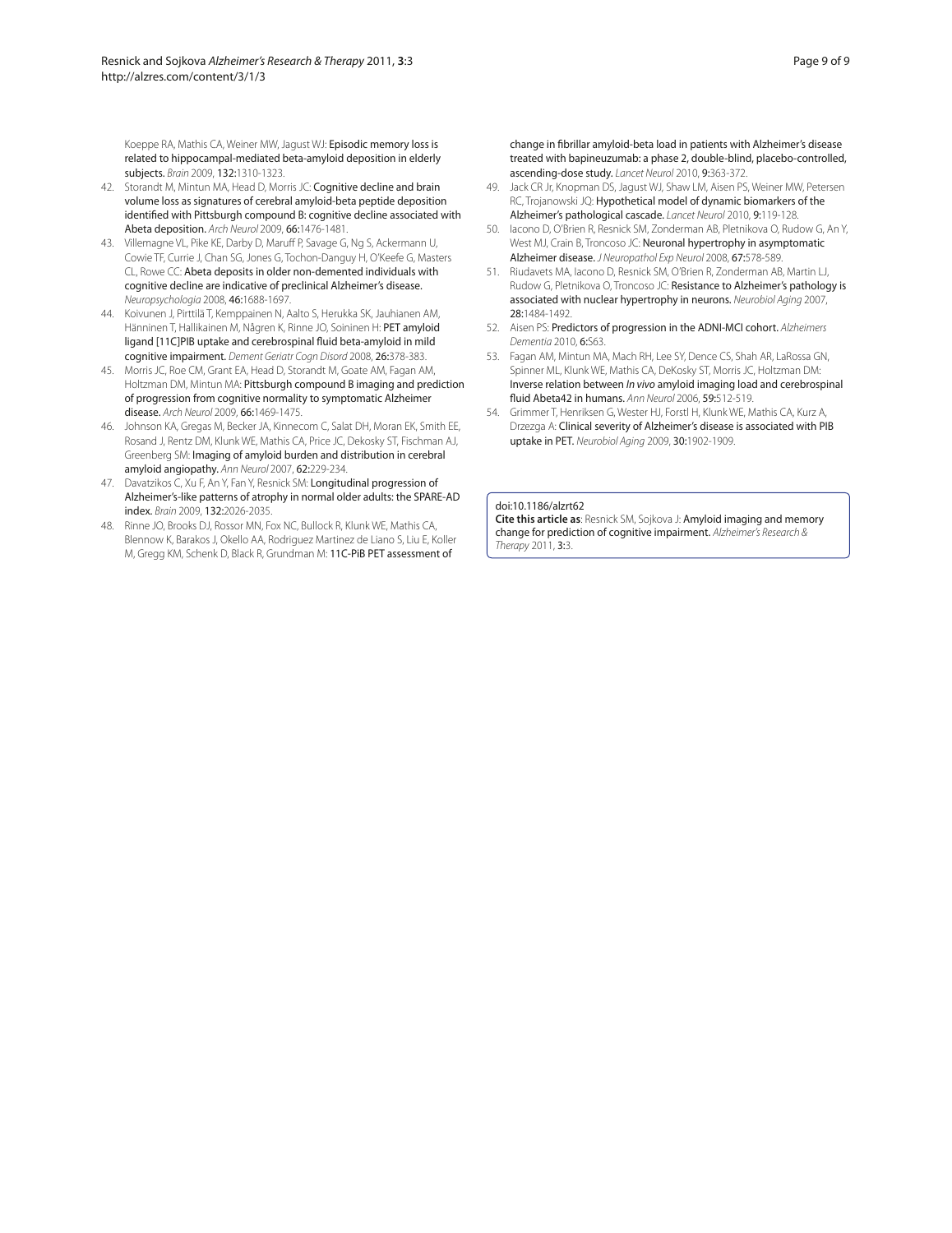Koeppe RA, Mathis CA, Weiner MW, Jagust WJ: **Episodic memory loss is related to hippocampal-mediated beta-amyloid deposition in elderly subjects.** *Brain* 2009, **132:**1310-1323.

42. Storandt M, Mintun MA, Head D, Morris JC: **Cognitive decline and brain volume loss as signatures of cerebral amyloid-beta peptide deposition identified with Pittsburgh compound B: cognitive decline associated with Abeta deposition.** *Arch Neurol* 2009, **66:**1476-1481.
43. Villemagne VL, Pike KE, Darby D, Maruff P, Savage G, Ng S, Ackermann U, Cowie TF, Currie J, Chan SG, Jones G, Tochon-Danguy H, O'Keefe G, Masters CL, Rowe CC: **Abeta deposits in older non-demented individuals with cognitive decline are indicative of preclinical Alzheimer's disease.** *Neuropsychologia* 2008, **46:**1688-1697.
44. Koivunen J, Pirttilä T, Kemppainen N, Aalto S, Herukka SK, Jauhianen AM, Hänninen T, Hallikainen M, Någren K, Rinne JO, Soininen H: **PET amyloid ligand [11C]PIB uptake and cerebrospinal fluid beta-amyloid in mild cognitive impairment.** *Dement Geriatr Cogn Disord* 2008, **26:**378-383.
45. Morris JC, Roe CM, Grant EA, Head D, Storandt M, Goate AM, Fagan AM, Holtzman DM, Mintun MA: **Pittsburgh compound B imaging and prediction of progression from cognitive normality to symptomatic Alzheimer disease.** *Arch Neurol* 2009, **66:**1469-1475.
46. Johnson KA, Gregas M, Becker JA, Kinnecom C, Salat DH, Moran EK, Smith EE, Rosand J, Rentz DM, Klunk WE, Mathis CA, Price JC, Dekosky ST, Fischman AJ, Greenberg SM: **Imaging of amyloid burden and distribution in cerebral amyloid angiopathy.** *Ann Neurol* 2007, **62:**229-234.
47. Davatzikos C, Xu F, An Y, Fan Y, Resnick SM: **Longitudinal progression of Alzheimer's-like patterns of atrophy in normal older adults: the SPARE-AD index.** *Brain* 2009, **132:**2026-2035.
48. Rinne JO, Brooks DJ, Rossor MN, Fox NC, Bullock R, Klunk WE, Mathis CA, Blennow K, Barakos J, Okello AA, Rodriguez Martinez de Liano S, Liu E, Koller M, Gregg KM, Schenk D, Black R, Grundman M: **11C-PiB PET assessment of change in fibrillar amyloid-beta load in patients with Alzheimer's disease treated with bapineuzumab: a phase 2, double-blind, placebo-controlled, ascending-dose study.** *Lancet Neurol* 2010, **9:**363-372.
49. Jack CR Jr, Knopman DS, Jagust WJ, Shaw LM, Aisen PS, Weiner MW, Petersen RC, Trojanowski JQ: **Hypothetical model of dynamic biomarkers of the Alzheimer's pathological cascade.** *Lancet Neurol* 2010, **9:**119-128.
50. Iacono D, O'Brien R, Resnick SM, Zonderman AB, Pletnikova O, Rudow G, An Y, West MJ, Crain B, Troncoso JC: **Neuronal hypertrophy in asymptomatic Alzheimer disease.** *J Neuropathol Exp Neurol* 2008, **67:**578-589.
51. Riudavets MA, Iacono D, Resnick SM, O'Brien R, Zonderman AB, Martin LJ, Rudow G, Pletnikova O, Troncoso JC: **Resistance to Alzheimer's pathology is associated with nuclear hypertrophy in neurons.** *Neurobiol Aging* 2007, **28:**1484-1492.
52. Aisen PS: **Predictors of progression in the ADNI-MCI cohort.** *Alzheimers Dementia* 2010, **6:**S63.
53. Fagan AM, Mintun MA, Mach RH, Lee SY, Dence CS, Shah AR, LaRossa GN, Spinner ML, Klunk WE, Mathis CA, DeKosky ST, Morris JC, Holtzman DM: **Inverse relation between *In vivo* amyloid imaging load and cerebrospinal fluid Abeta42 in humans.** *Ann Neurol* 2006, **59:**512-519.
54. Grimmer T, Henriksen G, Wester HJ, Forstl H, Klunk WE, Mathis CA, Kurz A, Drzezga A: **Clinical severity of Alzheimer's disease is associated with PIB uptake in PET.** *Neurobiol Aging* 2009, **30:**1902-1909.

doi:10.1186/alzrt62

**Cite this article as**: Resnick SM, Sojkova J: **Amyloid imaging and memory change for prediction of cognitive impairment.** *Alzheimer's Research & Therapy* 2011, **3:**3.